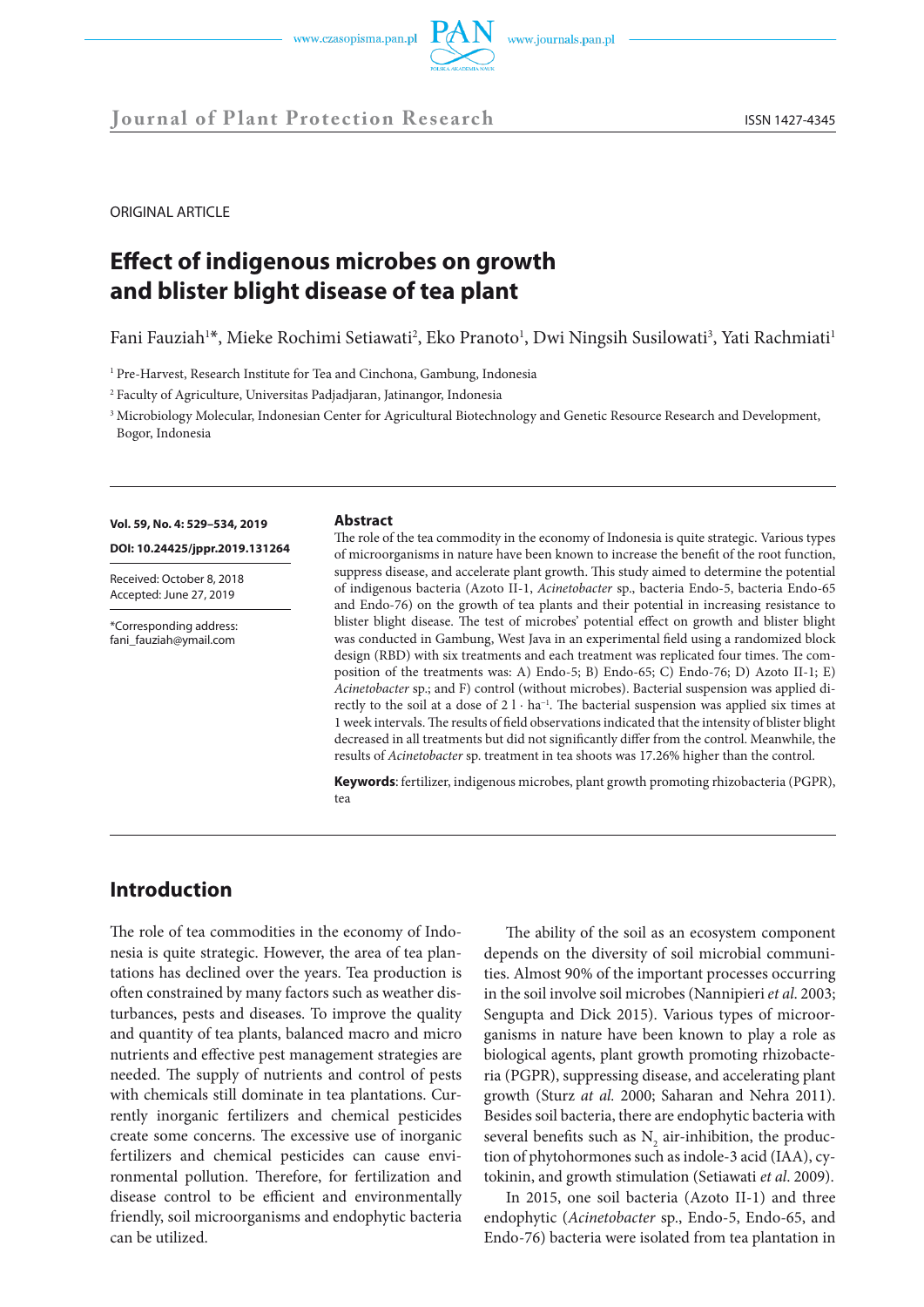ORIGINAL ARTICLE

# Effect of indigenous microbes on growth and blister blight disease of tea plant

Fani Fauziah[1]*, Mieke Rochimi Setiawati[2], Eko Pranoto[1], Dwi Ningsih Susilowati[3], Yati Rachmiati[1]

[1] Pre-Harvest, Research Institute for Tea and Cinchona, Gambung, Indonesia

[2] Faculty of Agriculture, Universitas Padjadjaran, Jatinangor, Indonesia

[3] Microbiology Molecular, Indonesian Center for Agricultural Biotechnology and Genetic Resource Research and Development, Bogor, Indonesia

**Vol. 59, No. 4: 529–534, 2019**

**DOI: 10.24425/jppr.2019.131264**

Received: October 8, 2018
Accepted: June 27, 2019

*Corresponding address:
fani_fauziah@ymail.com

## Abstract

The role of the tea commodity in the economy of Indonesia is quite strategic. Various types of microorganisms in nature have been known to increase the benefit of the root function, suppress disease, and accelerate plant growth. This study aimed to determine the potential of indigenous bacteria (Azoto II-1, *Acinetobacter* sp., bacteria Endo-5, bacteria Endo-65 and Endo-76) on the growth of tea plants and their potential in increasing resistance to blister blight disease. The test of microbes' potential effect on growth and blister blight was conducted in Gambung, West Java in an experimental field using a randomized block design (RBD) with six treatments and each treatment was replicated four times. The composition of the treatments was: A) Endo-5; B) Endo-65; C) Endo-76; D) Azoto II-1; E) *Acinetobacter* sp.; and F) control (without microbes). Bacterial suspension was applied directly to the soil at a dose of 2 l · ha$^{-1}$. The bacterial suspension was applied six times at 1 week intervals. The results of field observations indicated that the intensity of blister blight decreased in all treatments but did not significantly differ from the control. Meanwhile, the results of *Acinetobacter* sp. treatment in tea shoots was 17.26% higher than the control.

**Keywords**: fertilizer, indigenous microbes, plant growth promoting rhizobacteria (PGPR), tea

## Introduction

The role of tea commodities in the economy of Indonesia is quite strategic. However, the area of tea plantations has declined over the years. Tea production is often constrained by many factors such as weather disturbances, pests and diseases. To improve the quality and quantity of tea plants, balanced macro and micro nutrients and effective pest management strategies are needed. The supply of nutrients and control of pests with chemicals still dominate in tea plantations. Currently inorganic fertilizers and chemical pesticides create some concerns. The excessive use of inorganic fertilizers and chemical pesticides can cause environmental pollution. Therefore, for fertilization and disease control to be efficient and environmentally friendly, soil microorganisms and endophytic bacteria can be utilized.

The ability of the soil as an ecosystem component depends on the diversity of soil microbial communities. Almost 90% of the important processes occurring in the soil involve soil microbes (Nannipieri *et al.* 2003; Sengupta and Dick 2015). Various types of microorganisms in nature have been known to play a role as biological agents, plant growth promoting rhizobacteria (PGPR), suppressing disease, and accelerating plant growth (Sturz *at al.* 2000; Saharan and Nehra 2011). Besides soil bacteria, there are endophytic bacteria with several benefits such as $N_2$ air-inhibition, the production of phytohormones such as indole-3 acid (IAA), cytokinin, and growth stimulation (Setiawati *et al*. 2009).

In 2015, one soil bacteria (Azoto II-1) and three endophytic (*Acinetobacter* sp., Endo-5, Endo-65, and Endo-76) bacteria were isolated from tea plantation in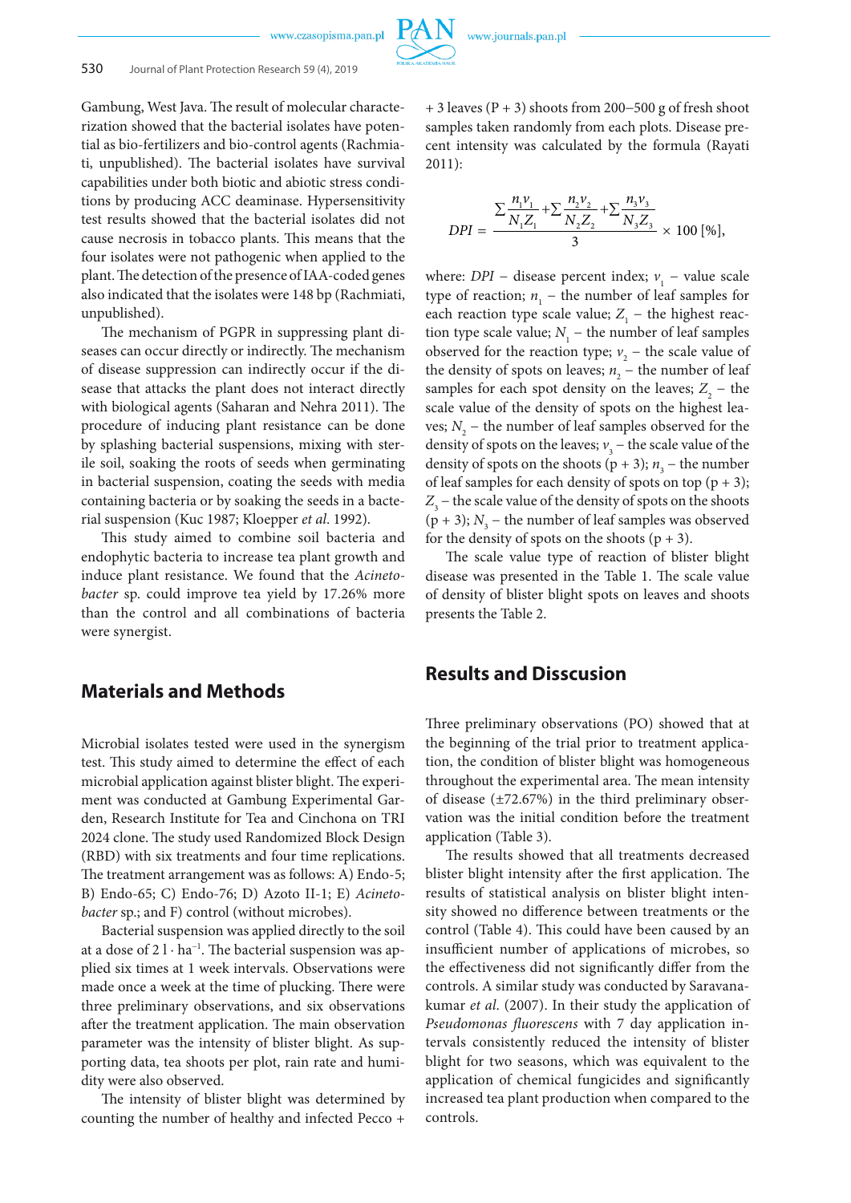Gambung, West Java. The result of molecular characterization showed that the bacterial isolates have potential as bio-fertilizers and bio-control agents (Rachmiati, unpublished). The bacterial isolates have survival capabilities under both biotic and abiotic stress conditions by producing ACC deaminase. Hypersensitivity test results showed that the bacterial isolates did not cause necrosis in tobacco plants. This means that the four isolates were not pathogenic when applied to the plant. The detection of the presence of IAA-coded genes also indicated that the isolates were 148 bp (Rachmiati, unpublished).

The mechanism of PGPR in suppressing plant diseases can occur directly or indirectly. The mechanism of disease suppression can indirectly occur if the disease that attacks the plant does not interact directly with biological agents (Saharan and Nehra 2011). The procedure of inducing plant resistance can be done by splashing bacterial suspensions, mixing with sterile soil, soaking the roots of seeds when germinating in bacterial suspension, coating the seeds with media containing bacteria or by soaking the seeds in a bacterial suspension (Kuc 1987; Kloepper *et al*. 1992).

This study aimed to combine soil bacteria and endophytic bacteria to increase tea plant growth and induce plant resistance. We found that the *Acinetobacter* sp. could improve tea yield by 17.26% more than the control and all combinations of bacteria were synergist.

## Materials and Methods

Microbial isolates tested were used in the synergism test. This study aimed to determine the effect of each microbial application against blister blight. The experiment was conducted at Gambung Experimental Garden, Research Institute for Tea and Cinchona on TRI 2024 clone. The study used Randomized Block Design (RBD) with six treatments and four time replications. The treatment arrangement was as follows: A) Endo-5; B) Endo-65; C) Endo-76; D) Azoto II-1; E) *Acinetobacter* sp.; and F) control (without microbes).

Bacterial suspension was applied directly to the soil at a dose of $2 \text{ l} \cdot \text{ha}^{-1}$. The bacterial suspension was applied six times at 1 week intervals. Observations were made once a week at the time of plucking. There were three preliminary observations, and six observations after the treatment application. The main observation parameter was the intensity of blister blight. As supporting data, tea shoots per plot, rain rate and humidity were also observed.

The intensity of blister blight was determined by counting the number of healthy and infected Pecco + 3 leaves (P + 3) shoots from 200–500 g of fresh shoot samples taken randomly from each plots. Disease precent intensity was calculated by the formula (Rayati 2011):

$$DPI = \frac{\sum \frac{n_1 v_1}{N_1 Z_1} + \sum \frac{n_2 v_2}{N_2 Z_2} + \sum \frac{n_3 v_3}{N_3 Z_3}}{3} \times 100\ [\%],$$

where: $DPI$ – disease percent index; $v_1$ – value scale type of reaction; $n_1$ – the number of leaf samples for each reaction type scale value; $Z_1$ – the highest reaction type scale value; $N_1$ – the number of leaf samples observed for the reaction type; $v_2$ – the scale value of the density of spots on leaves; $n_2$ – the number of leaf samples for each spot density on the leaves; $Z_2$ – the scale value of the density of spots on the highest leaves; $N_2$ – the number of leaf samples observed for the density of spots on the leaves; $v_3$ – the scale value of the density of spots on the shoots (p + 3); $n_3$ – the number of leaf samples for each density of spots on top (p + 3); $Z_3$ – the scale value of the density of spots on the shoots (p + 3); $N_3$ – the number of leaf samples was observed for the density of spots on the shoots (p + 3).

The scale value type of reaction of blister blight disease was presented in the Table 1. The scale value of density of blister blight spots on leaves and shoots presents the Table 2.

## Results and Disscusion

Three preliminary observations (PO) showed that at the beginning of the trial prior to treatment application, the condition of blister blight was homogeneous throughout the experimental area. The mean intensity of disease (±72.67%) in the third preliminary observation was the initial condition before the treatment application (Table 3).

The results showed that all treatments decreased blister blight intensity after the first application. The results of statistical analysis on blister blight intensity showed no difference between treatments or the control (Table 4). This could have been caused by an insufficient number of applications of microbes, so the effectiveness did not significantly differ from the controls. A similar study was conducted by Saravanakumar *et al*. (2007). In their study the application of *Pseudomonas fluorescens* with 7 day application intervals consistently reduced the intensity of blister blight for two seasons, which was equivalent to the application of chemical fungicides and significantly increased tea plant production when compared to the controls.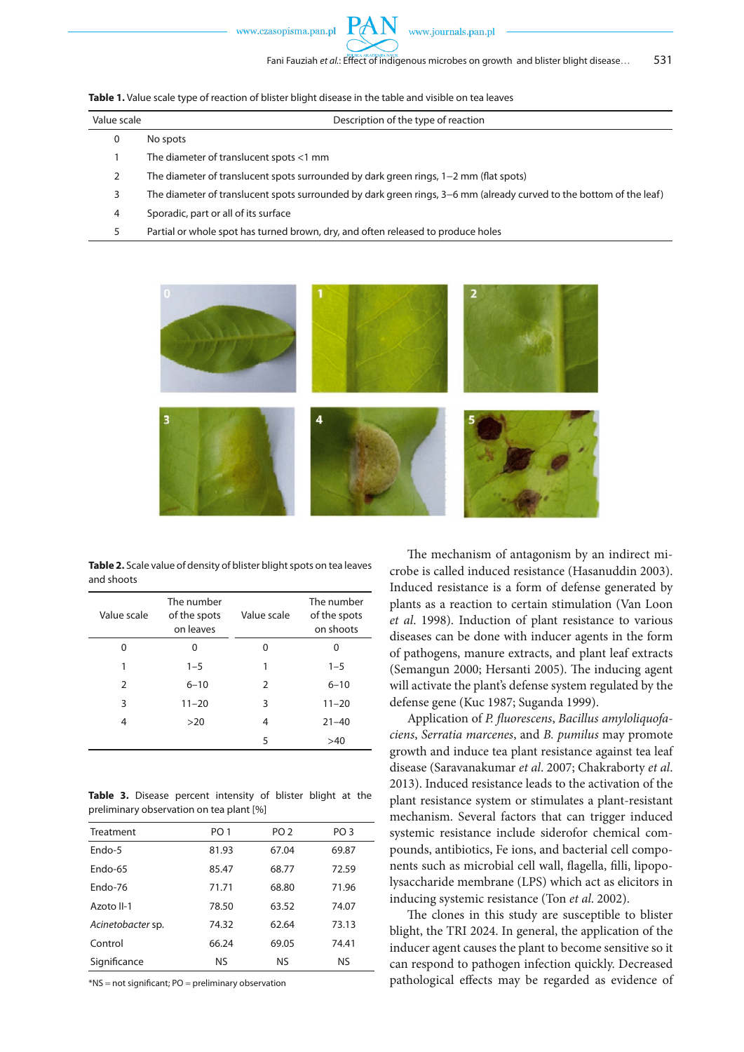**Table 1.** Value scale type of reaction of blister blight disease in the table and visible on tea leaves

| Value scale | Description of the type of reaction |
|---|---|
| 0 | No spots |
| 1 | The diameter of translucent spots <1 mm |
| 2 | The diameter of translucent spots surrounded by dark green rings, 1–2 mm (flat spots) |
| 3 | The diameter of translucent spots surrounded by dark green rings, 3–6 mm (already curved to the bottom of the leaf) |
| 4 | Sporadic, part or all of its surface |
| 5 | Partial or whole spot has turned brown, dry, and often released to produce holes |

**Table 2.** Scale value of density of blister blight spots on tea leaves and shoots

| Value scale | The number of the spots on leaves | Value scale | The number of the spots on shoots |
|---|---|---|---|
| 0 | 0 | 0 | 0 |
| 1 | 1–5 | 1 | 1–5 |
| 2 | 6–10 | 2 | 6–10 |
| 3 | 11–20 | 3 | 11–20 |
| 4 | >20 | 4 | 21–40 |
| | | 5 | >40 |

**Table 3.** Disease percent intensity of blister blight at the preliminary observation on tea plant [%]

| Treatment | PO 1 | PO 2 | PO 3 |
|---|---|---|---|
| Endo-5 | 81.93 | 67.04 | 69.87 |
| Endo-65 | 85.47 | 68.77 | 72.59 |
| Endo-76 | 71.71 | 68.80 | 71.96 |
| Azoto II-1 | 78.50 | 63.52 | 74.07 |
| *Acinetobacter* sp. | 74.32 | 62.64 | 73.13 |
| Control | 66.24 | 69.05 | 74.41 |
| Significance | NS | NS | NS |

*NS = not significant; PO = preliminary observation

The mechanism of antagonism by an indirect microbe is called induced resistance (Hasanuddin 2003). Induced resistance is a form of defense generated by plants as a reaction to certain stimulation (Van Loon *et al.* 1998). Induction of plant resistance to various diseases can be done with inducer agents in the form of pathogens, manure extracts, and plant leaf extracts (Semangun 2000; Hersanti 2005). The inducing agent will activate the plant's defense system regulated by the defense gene (Kuc 1987; Suganda 1999).

Application of *P. fluorescens*, *Bacillus amyloliquofaciens*, *Serratia marcenes*, and *B. pumilus* may promote growth and induce tea plant resistance against tea leaf disease (Saravanakumar *et al.* 2007; Chakraborty *et al.* 2013). Induced resistance leads to the activation of the plant resistance system or stimulates a plant-resistant mechanism. Several factors that can trigger induced systemic resistance include siderofor chemical compounds, antibiotics, Fe ions, and bacterial cell components such as microbial cell wall, flagella, filli, lipopolysaccharide membrane (LPS) which act as elicitors in inducing systemic resistance (Ton *et al.* 2002).

The clones in this study are susceptible to blister blight, the TRI 2024. In general, the application of the inducer agent causes the plant to become sensitive so it can respond to pathogen infection quickly. Decreased pathological effects may be regarded as evidence of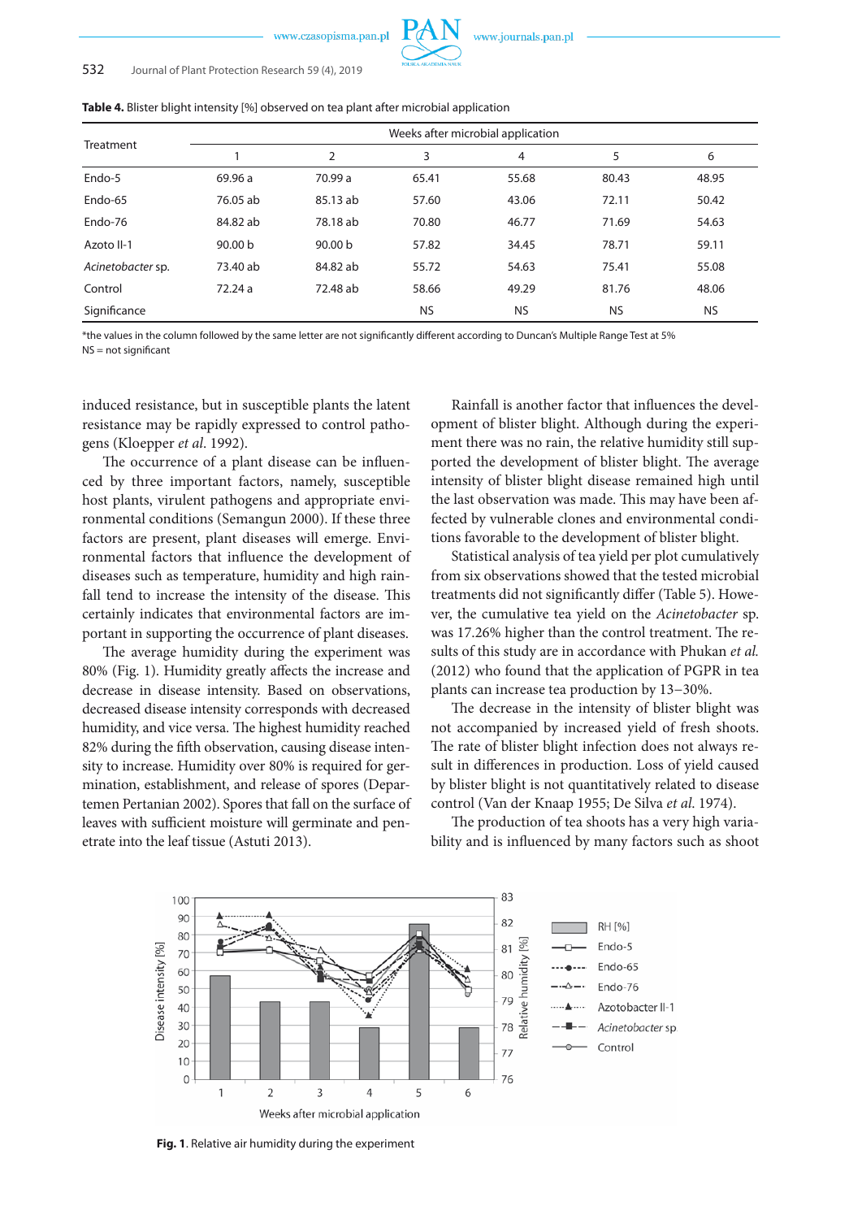**Table 4.** Blister blight intensity [%] observed on tea plant after microbial application

| Treatment | Weeks after microbial application | | | | | |
|---|---|---|---|---|---|---|
| | 1 | 2 | 3 | 4 | 5 | 6 |
| Endo-5 | 69.96 a | 70.99 a | 65.41 | 55.68 | 80.43 | 48.95 |
| Endo-65 | 76.05 ab | 85.13 ab | 57.60 | 43.06 | 72.11 | 50.42 |
| Endo-76 | 84.82 ab | 78.18 ab | 70.80 | 46.77 | 71.69 | 54.63 |
| Azoto II-1 | 90.00 b | 90.00 b | 57.82 | 34.45 | 78.71 | 59.11 |
| *Acinetobacter* sp. | 73.40 ab | 84.82 ab | 55.72 | 54.63 | 75.41 | 55.08 |
| Control | 72.24 a | 72.48 ab | 58.66 | 49.29 | 81.76 | 48.06 |
| Significance | | | NS | NS | NS | NS |

*the values in the column followed by the same letter are not significantly different according to Duncan's Multiple Range Test at 5%
NS = not significant

induced resistance, but in susceptible plants the latent resistance may be rapidly expressed to control pathogens (Kloepper *et al*. 1992).

The occurrence of a plant disease can be influenced by three important factors, namely, susceptible host plants, virulent pathogens and appropriate environmental conditions (Semangun 2000). If these three factors are present, plant diseases will emerge. Environmental factors that influence the development of diseases such as temperature, humidity and high rainfall tend to increase the intensity of the disease. This certainly indicates that environmental factors are important in supporting the occurrence of plant diseases.

The average humidity during the experiment was 80% (Fig. 1). Humidity greatly affects the increase and decrease in disease intensity. Based on observations, decreased disease intensity corresponds with decreased humidity, and vice versa. The highest humidity reached 82% during the fifth observation, causing disease intensity to increase. Humidity over 80% is required for germination, establishment, and release of spores (Departemen Pertanian 2002). Spores that fall on the surface of leaves with sufficient moisture will germinate and penetrate into the leaf tissue (Astuti 2013).

Rainfall is another factor that influences the development of blister blight. Although during the experiment there was no rain, the relative humidity still supported the development of blister blight. The average intensity of blister blight disease remained high until the last observation was made. This may have been affected by vulnerable clones and environmental conditions favorable to the development of blister blight.

Statistical analysis of tea yield per plot cumulatively from six observations showed that the tested microbial treatments did not significantly differ (Table 5). However, the cumulative tea yield on the *Acinetobacter* sp. was 17.26% higher than the control treatment. The results of this study are in accordance with Phukan *et al.* (2012) who found that the application of PGPR in tea plants can increase tea production by 13–30%.

The decrease in the intensity of blister blight was not accompanied by increased yield of fresh shoots. The rate of blister blight infection does not always result in differences in production. Loss of yield caused by blister blight is not quantitatively related to disease control (Van der Knaap 1955; De Silva *et al*. 1974).

The production of tea shoots has a very high variability and is influenced by many factors such as shoot

**Fig. 1**. Relative air humidity during the experiment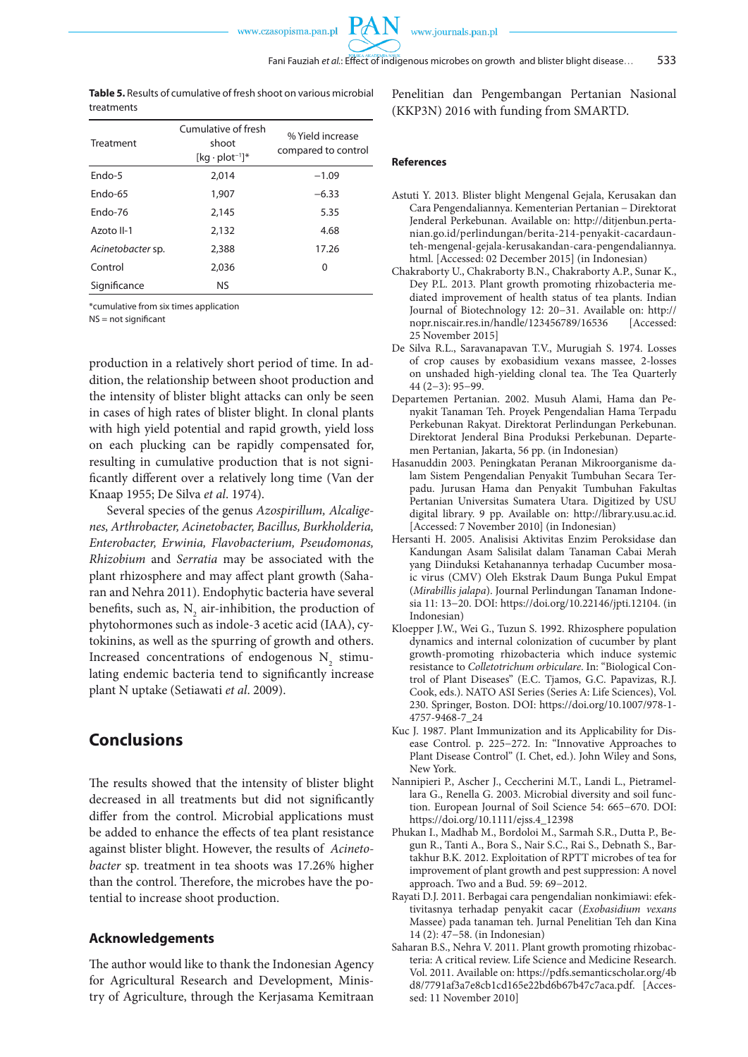**Table 5.** Results of cumulative of fresh shoot on various microbial treatments

| Treatment | Cumulative of fresh shoot [kg · plot$^{-1}$]* | % Yield increase compared to control |
|---|---|---|
| Endo-5 | 2,014 | −1.09 |
| Endo-65 | 1,907 | −6.33 |
| Endo-76 | 2,145 | 5.35 |
| Azoto II-1 | 2,132 | 4.68 |
| *Acinetobacter* sp. | 2,388 | 17.26 |
| Control | 2,036 | 0 |
| Significance | NS | |

*cumulative from six times application
NS = not significant

production in a relatively short period of time. In addition, the relationship between shoot production and the intensity of blister blight attacks can only be seen in cases of high rates of blister blight. In clonal plants with high yield potential and rapid growth, yield loss on each plucking can be rapidly compensated for, resulting in cumulative production that is not significantly different over a relatively long time (Van der Knaap 1955; De Silva *et al*. 1974).

Several species of the genus *Azospirillum, Alcaligenes, Arthrobacter, Acinetobacter, Bacillus, Burkholderia, Enterobacter, Erwinia, Flavobacterium, Pseudomonas, Rhizobium* and *Serratia* may be associated with the plant rhizosphere and may affect plant growth (Saharan and Nehra 2011). Endophytic bacteria have several benefits, such as, $N_2$ air-inhibition, the production of phytohormones such as indole-3 acetic acid (IAA), cytokinins, as well as the spurring of growth and others. Increased concentrations of endogenous $N_2$ stimulating endemic bacteria tend to significantly increase plant N uptake (Setiawati *et al*. 2009).

## Conclusions

The results showed that the intensity of blister blight decreased in all treatments but did not significantly differ from the control. Microbial applications must be added to enhance the effects of tea plant resistance against blister blight. However, the results of *Acinetobacter* sp. treatment in tea shoots was 17.26% higher than the control. Therefore, the microbes have the potential to increase shoot production.

### Acknowledgements

The author would like to thank the Indonesian Agency for Agricultural Research and Development, Ministry of Agriculture, through the Kerjasama Kemitraan Penelitian dan Pengembangan Pertanian Nasional (KKP3N) 2016 with funding from SMARTD.

### References

Astuti Y. 2013. Blister blight Mengenal Gejala, Kerusakan dan Cara Pengendaliannya. Kementerian Pertanian – Direktorat Jenderal Perkebunan. Available on: http://ditjenbun.pertanian.go.id/perlindungan/berita-214-penyakit-cacardaun-teh-mengenal-gejala-kerusakandan-cara-pengendaliannya.html. [Accessed: 02 December 2015] (in Indonesian)

Chakraborty U., Chakraborty B.N., Chakraborty A.P., Sunar K., Dey P.L. 2013. Plant growth promoting rhizobacteria mediated improvement of health status of tea plants. Indian Journal of Biotechnology 12: 20–31. Available on: http://nopr.niscair.res.in/handle/123456789/16536 [Accessed: 25 November 2015]

De Silva R.L., Saravanapavan T.V., Murugiah S. 1974. Losses of crop causes by exobasidium vexans massee, 2-losses on unshaded high-yielding clonal tea. The Tea Quarterly 44 (2–3): 95–99.

Departemen Pertanian. 2002. Musuh Alami, Hama dan Penyakit Tanaman Teh. Proyek Pengendalian Hama Terpadu Perkebunan Rakyat. Direktorat Perlindungan Perkebunan. Direktorat Jenderal Bina Produksi Perkebunan. Departemen Pertanian, Jakarta, 56 pp. (in Indonesian)

Hasanuddin 2003. Peningkatan Peranan Mikroorganisme dalam Sistem Pengendalian Penyakit Tumbuhan Secara Terpadu. Jurusan Hama dan Penyakit Tumbuhan Fakultas Pertanian Universitas Sumatera Utara. Digitized by USU digital library. 9 pp. Available on: http://library.usu.ac.id. [Accessed: 7 November 2010] (in Indonesian)

Hersanti H. 2005. Analisisi Aktivitas Enzim Peroksidase dan Kandungan Asam Salisilat dalam Tanaman Cabai Merah yang Diinduksi Ketahanannya terhadap Cucumber mosaic virus (CMV) Oleh Ekstrak Daum Bunga Pukul Empat (*Mirabillis jalapa*). Journal Perlindungan Tanaman Indonesia 11: 13–20. DOI: https://doi.org/10.22146/jpti.12104. (in Indonesian)

Kloepper J.W., Wei G., Tuzun S. 1992. Rhizosphere population dynamics and internal colonization of cucumber by plant growth-promoting rhizobacteria which induce systemic resistance to *Colletotrichum orbiculare*. In: "Biological Control of Plant Diseases" (E.C. Tjamos, G.C. Papavizas, R.J. Cook, eds.). NATO ASI Series (Series A: Life Sciences), Vol. 230. Springer, Boston. DOI: https://doi.org/10.1007/978-1-4757-9468-7_24

Kuc J. 1987. Plant Immunization and its Applicability for Disease Control. p. 225–272. In: "Innovative Approaches to Plant Disease Control" (I. Chet, ed.). John Wiley and Sons, New York.

Nannipieri P., Ascher J., Ceccherini M.T., Landi L., Pietramellara G., Renella G. 2003. Microbial diversity and soil function. European Journal of Soil Science 54: 665–670. DOI: https://doi.org/10.1111/ejss.4_12398

Phukan I., Madhab M., Bordoloi M., Sarmah S.R., Dutta P., Begun R., Tanti A., Bora S., Nair S.C., Rai S., Debnath S., Bartakhur B.K. 2012. Exploitation of RPTT microbes of tea for improvement of plant growth and pest suppression: A novel approach. Two and a Bud. 59: 69–2012.

Rayati D.J. 2011. Berbagai cara pengendalian nonkimiawi: efektivitasnya terhadap penyakit cacar (*Exobasidium vexans* Massee) pada tanaman teh. Jurnal Penelitian Teh dan Kina 14 (2): 47–58. (in Indonesian)

Saharan B.S., Nehra V. 2011. Plant growth promoting rhizobacteria: A critical review. Life Science and Medicine Research. Vol. 2011. Available on: https://pdfs.semanticscholar.org/4bd8/7791af3a7e8cb1cd165e22bd6b67b47c7aca.pdf. [Accessed: 11 November 2010]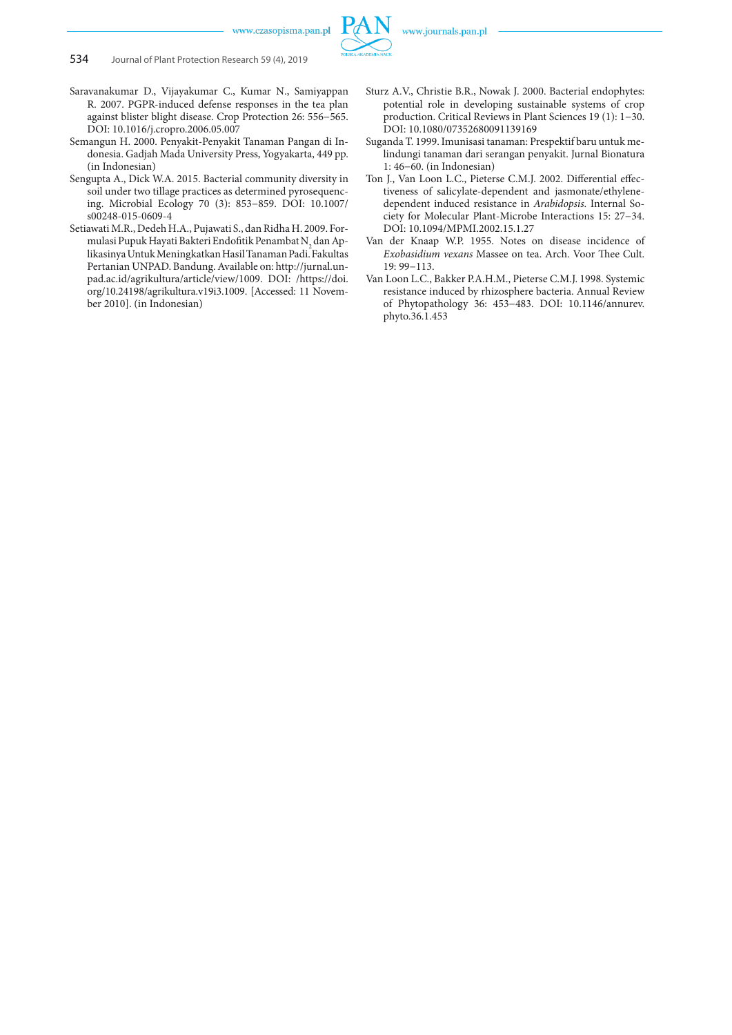Saravanakumar D., Vijayakumar C., Kumar N., Samiyappan R. 2007. PGPR-induced defense responses in the tea plan against blister blight disease. Crop Protection 26: 556–565. DOI: 10.1016/j.cropro.2006.05.007

Semangun H. 2000. Penyakit-Penyakit Tanaman Pangan di Indonesia. Gadjah Mada University Press, Yogyakarta, 449 pp. (in Indonesian)

Sengupta A., Dick W.A. 2015. Bacterial community diversity in soil under two tillage practices as determined pyrosequencing. Microbial Ecology 70 (3): 853–859. DOI: 10.1007/s00248-015-0609-4

Setiawati M.R., Dedeh H.A., Pujawati S., dan Ridha H. 2009. Formulasi Pupuk Hayati Bakteri Endofitik Penambat $N_2$ dan Aplikasinya Untuk Meningkatkan Hasil Tanaman Padi. Fakultas Pertanian UNPAD. Bandung. Available on: http://jurnal.unpad.ac.id/agrikultura/article/view/1009. DOI: /https://doi.org/10.24198/agrikultura.v19i3.1009. [Accessed: 11 November 2010]. (in Indonesian)

Sturz A.V., Christie B.R., Nowak J. 2000. Bacterial endophytes: potential role in developing sustainable systems of crop production. Critical Reviews in Plant Sciences 19 (1): 1–30. DOI: 10.1080/07352680091139169

Suganda T. 1999. Imunisasi tanaman: Prespektif baru untuk melindungi tanaman dari serangan penyakit. Jurnal Bionatura 1: 46–60. (in Indonesian)

Ton J., Van Loon L.C., Pieterse C.M.J. 2002. Differential effectiveness of salicylate-dependent and jasmonate/ethylene-dependent induced resistance in *Arabidopsis*. Internal Society for Molecular Plant-Microbe Interactions 15: 27–34. DOI: 10.1094/MPMI.2002.15.1.27

Van der Knaap W.P. 1955. Notes on disease incidence of *Exobasidium vexans* Massee on tea. Arch. Voor Thee Cult. 19: 99–113.

Van Loon L.C., Bakker P.A.H.M., Pieterse C.M.J. 1998. Systemic resistance induced by rhizosphere bacteria. Annual Review of Phytopathology 36: 453–483. DOI: 10.1146/annurev.phyto.36.1.453